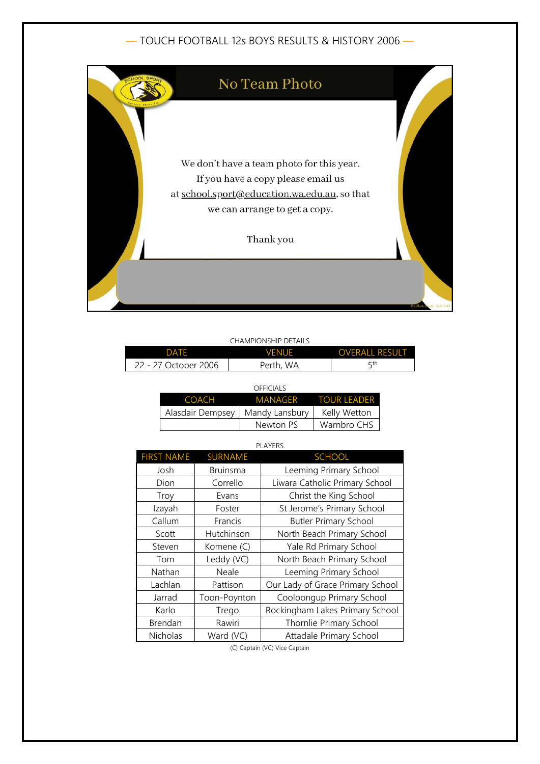# — TOUCH FOOTBALL 12s BOYS RESULTS & HISTORY 2006 —

## No Team Photo

We don't have a team photo for this year.
If you have a copy please email us
at school.sport@education.wa.edu.au, so that
we can arrange to get a copy.

Thank you

CHAMPIONSHIP DETAILS

| DATE | VENUE | OVERALL RESULT |
|---|---|---|
| 22 - 27 October 2006 | Perth, WA | 5th |

OFFICIALS

| COACH | MANAGER | TOUR LEADER |
|---|---|---|
| Alasdair Dempsey | Mandy Lansbury | Kelly Wetton |
| | Newton PS | Warnbro CHS |

PLAYERS

| FIRST NAME | SURNAME | SCHOOL |
|---|---|---|
| Josh | Bruinsma | Leeming Primary School |
| Dion | Corrello | Liwara Catholic Primary School |
| Troy | Evans | Christ the King School |
| Izayah | Foster | St Jerome's Primary School |
| Callum | Francis | Butler Primary School |
| Scott | Hutchinson | North Beach Primary School |
| Steven | Komene (C) | Yale Rd Primary School |
| Tom | Leddy (VC) | North Beach Primary School |
| Nathan | Neale | Leeming Primary School |
| Lachlan | Pattison | Our Lady of Grace Primary School |
| Jarrad | Toon-Poynton | Cooloongup Primary School |
| Karlo | Trego | Rockingham Lakes Primary School |
| Brendan | Rawiri | Thornlie Primary School |
| Nicholas | Ward (VC) | Attadale Primary School |

(C) Captain (VC) Vice Captain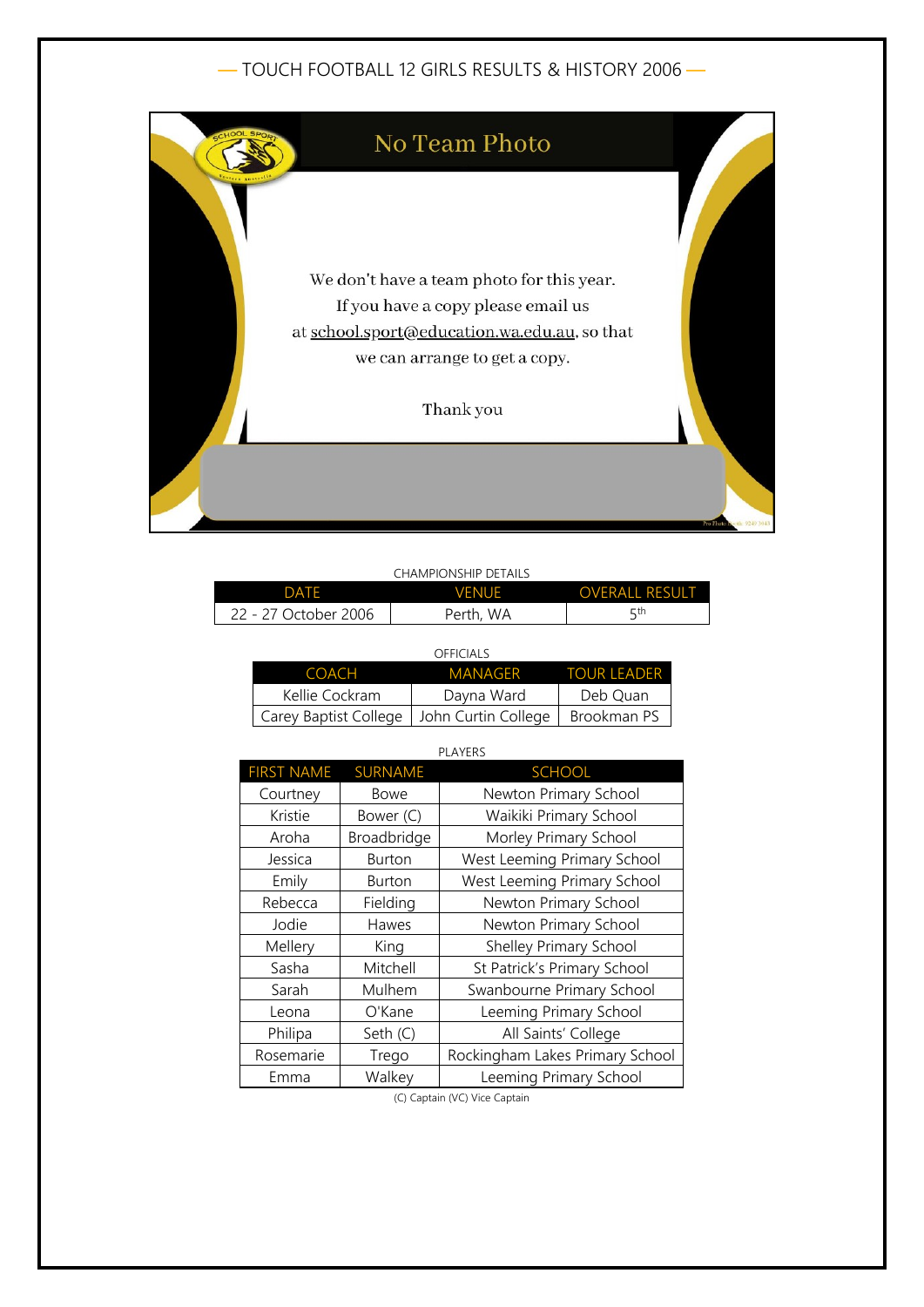# TOUCH FOOTBALL 12 GIRLS RESULTS & HISTORY 2006

No Team Photo

We don't have a team photo for this year.
If you have a copy please email us at school.sport@education.wa.edu.au, so that we can arrange to get a copy.

Thank you

CHAMPIONSHIP DETAILS

| DATE | VENUE | OVERALL RESULT |
|---|---|---|
| 22 - 27 October 2006 | Perth, WA | 5th |

OFFICIALS

| COACH | MANAGER | TOUR LEADER |
|---|---|---|
| Kellie Cockram | Dayna Ward | Deb Quan |
| Carey Baptist College | John Curtin College | Brookman PS |

PLAYERS

| FIRST NAME | SURNAME | SCHOOL |
|---|---|---|
| Courtney | Bowe | Newton Primary School |
| Kristie | Bower (C) | Waikiki Primary School |
| Aroha | Broadbridge | Morley Primary School |
| Jessica | Burton | West Leeming Primary School |
| Emily | Burton | West Leeming Primary School |
| Rebecca | Fielding | Newton Primary School |
| Jodie | Hawes | Newton Primary School |
| Mellery | King | Shelley Primary School |
| Sasha | Mitchell | St Patrick's Primary School |
| Sarah | Mulhem | Swanbourne Primary School |
| Leona | O'Kane | Leeming Primary School |
| Philipa | Seth (C) | All Saints' College |
| Rosemarie | Trego | Rockingham Lakes Primary School |
| Emma | Walkey | Leeming Primary School |

(C) Captain (VC) Vice Captain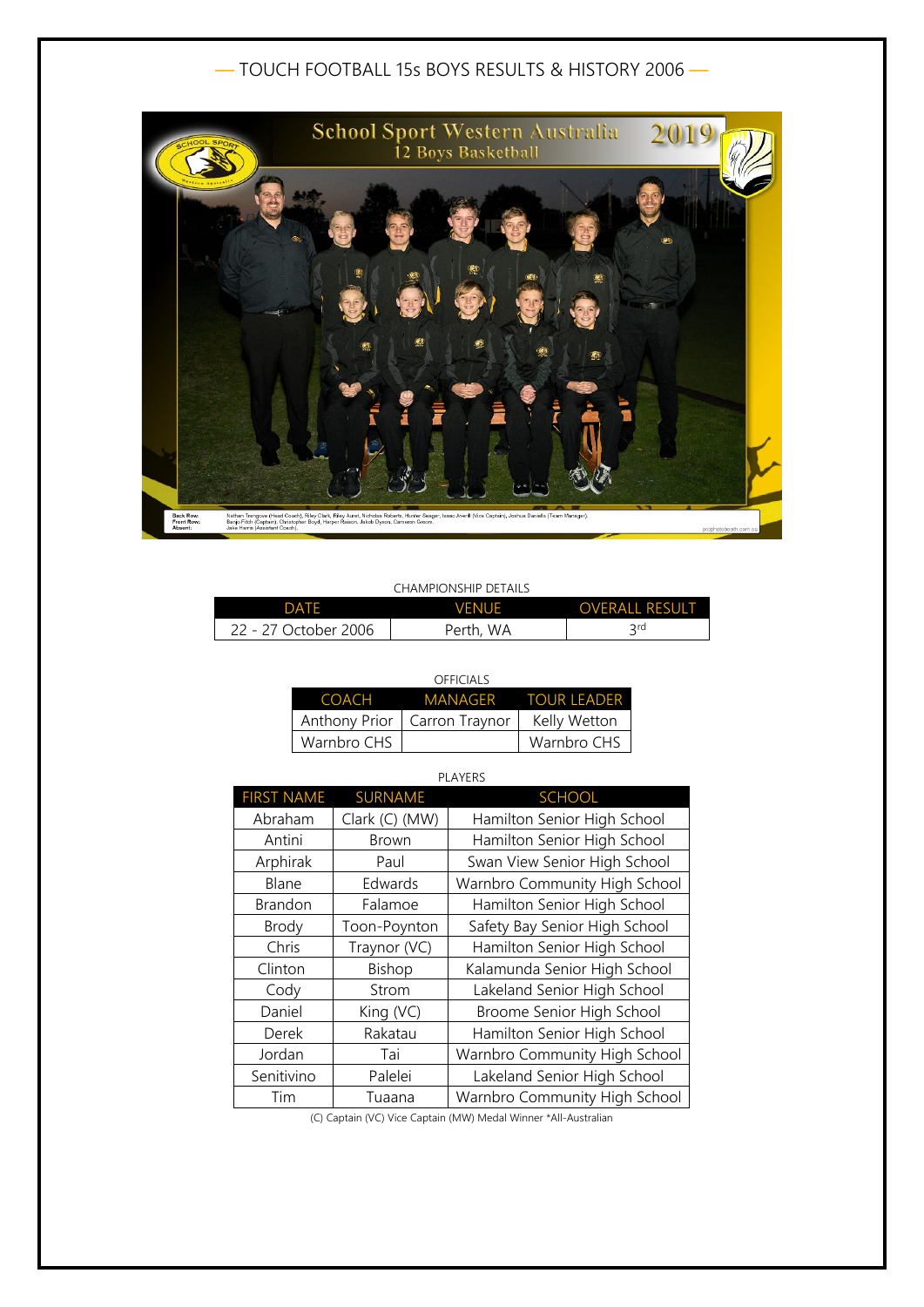## — TOUCH FOOTBALL 15s BOYS RESULTS & HISTORY 2006 —

CHAMPIONSHIP DETAILS

| DATE | VENUE | OVERALL RESULT |
|---|---|---|
| 22 - 27 October 2006 | Perth, WA | 3rd |

OFFICIALS

| COACH | MANAGER | TOUR LEADER |
|---|---|---|
| Anthony Prior | Carron Traynor | Kelly Wetton |
| Warnbro CHS | | Warnbro CHS |

PLAYERS

| FIRST NAME | SURNAME | SCHOOL |
|---|---|---|
| Abraham | Clark (C) (MW) | Hamilton Senior High School |
| Antini | Brown | Hamilton Senior High School |
| Arphirak | Paul | Swan View Senior High School |
| Blane | Edwards | Warnbro Community High School |
| Brandon | Falamoe | Hamilton Senior High School |
| Brody | Toon-Poynton | Safety Bay Senior High School |
| Chris | Traynor (VC) | Hamilton Senior High School |
| Clinton | Bishop | Kalamunda Senior High School |
| Cody | Strom | Lakeland Senior High School |
| Daniel | King (VC) | Broome Senior High School |
| Derek | Rakatau | Hamilton Senior High School |
| Jordan | Tai | Warnbro Community High School |
| Senitivino | Palelei | Lakeland Senior High School |
| Tim | Tuaana | Warnbro Community High School |

(C) Captain (VC) Vice Captain (MW) Medal Winner *All-Australian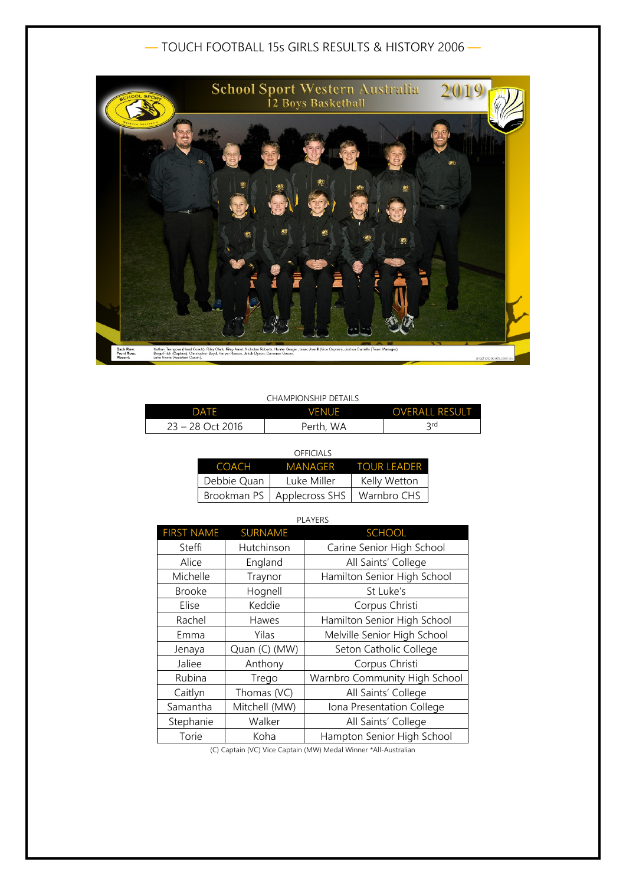## — TOUCH FOOTBALL 15s GIRLS RESULTS & HISTORY 2006 —

CHAMPIONSHIP DETAILS

| DATE | VENUE | OVERALL RESULT |
|---|---|---|
| 23 – 28 Oct 2016 | Perth, WA | 3rd |

OFFICIALS

| COACH | MANAGER | TOUR LEADER |
|---|---|---|
| Debbie Quan | Luke Miller | Kelly Wetton |
| Brookman PS | Applecross SHS | Warnbro CHS |

PLAYERS

| FIRST NAME | SURNAME | SCHOOL |
|---|---|---|
| Steffi | Hutchinson | Carine Senior High School |
| Alice | England | All Saints' College |
| Michelle | Traynor | Hamilton Senior High School |
| Brooke | Hognell | St Luke's |
| Elise | Keddie | Corpus Christi |
| Rachel | Hawes | Hamilton Senior High School |
| Emma | Yilas | Melville Senior High School |
| Jenaya | Quan (C) (MW) | Seton Catholic College |
| Jaliee | Anthony | Corpus Christi |
| Rubina | Trego | Warnbro Community High School |
| Caitlyn | Thomas (VC) | All Saints' College |
| Samantha | Mitchell (MW) | Iona Presentation College |
| Stephanie | Walker | All Saints' College |
| Torie | Koha | Hampton Senior High School |

(C) Captain (VC) Vice Captain (MW) Medal Winner *All-Australian